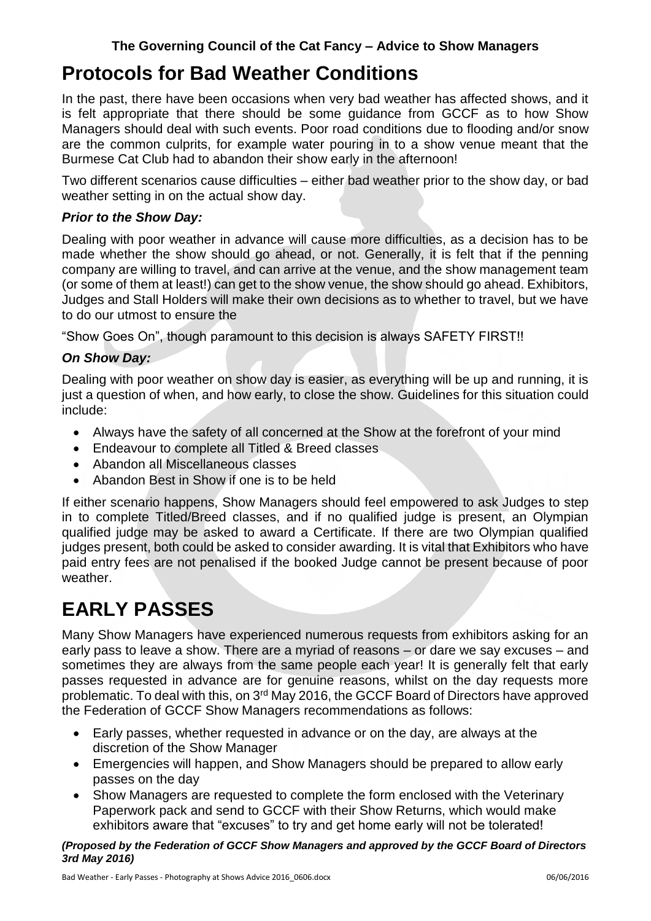**The Governing Council of the Cat Fancy – Advice to Show Managers**

# Protocols for Bad Weather Conditions

In the past, there have been occasions when very bad weather has affected shows, and it is felt appropriate that there should be some guidance from GCCF as to how Show Managers should deal with such events. Poor road conditions due to flooding and/or snow are the common culprits, for example water pouring in to a show venue meant that the Burmese Cat Club had to abandon their show early in the afternoon!

Two different scenarios cause difficulties – either bad weather prior to the show day, or bad weather setting in on the actual show day.

### *Prior to the Show Day:*

Dealing with poor weather in advance will cause more difficulties, as a decision has to be made whether the show should go ahead, or not. Generally, it is felt that if the penning company are willing to travel, and can arrive at the venue, and the show management team (or some of them at least!) can get to the show venue, the show should go ahead. Exhibitors, Judges and Stall Holders will make their own decisions as to whether to travel, but we have to do our utmost to ensure the

"Show Goes On", though paramount to this decision is always SAFETY FIRST!!

### *On Show Day:*

Dealing with poor weather on show day is easier, as everything will be up and running, it is just a question of when, and how early, to close the show. Guidelines for this situation could include:

- Always have the safety of all concerned at the Show at the forefront of your mind
- Endeavour to complete all Titled & Breed classes
- Abandon all Miscellaneous classes
- Abandon Best in Show if one is to be held

If either scenario happens, Show Managers should feel empowered to ask Judges to step in to complete Titled/Breed classes, and if no qualified judge is present, an Olympian qualified judge may be asked to award a Certificate. If there are two Olympian qualified judges present, both could be asked to consider awarding. It is vital that Exhibitors who have paid entry fees are not penalised if the booked Judge cannot be present because of poor weather.

# EARLY PASSES

Many Show Managers have experienced numerous requests from exhibitors asking for an early pass to leave a show. There are a myriad of reasons – or dare we say excuses – and sometimes they are always from the same people each year! It is generally felt that early passes requested in advance are for genuine reasons, whilst on the day requests more problematic. To deal with this, on 3rd May 2016, the GCCF Board of Directors have approved the Federation of GCCF Show Managers recommendations as follows:

- Early passes, whether requested in advance or on the day, are always at the discretion of the Show Manager
- Emergencies will happen, and Show Managers should be prepared to allow early passes on the day
- Show Managers are requested to complete the form enclosed with the Veterinary Paperwork pack and send to GCCF with their Show Returns, which would make exhibitors aware that "excuses" to try and get home early will not be tolerated!

***(Proposed by the Federation of GCCF Show Managers and approved by the GCCF Board of Directors 3rd May 2016)***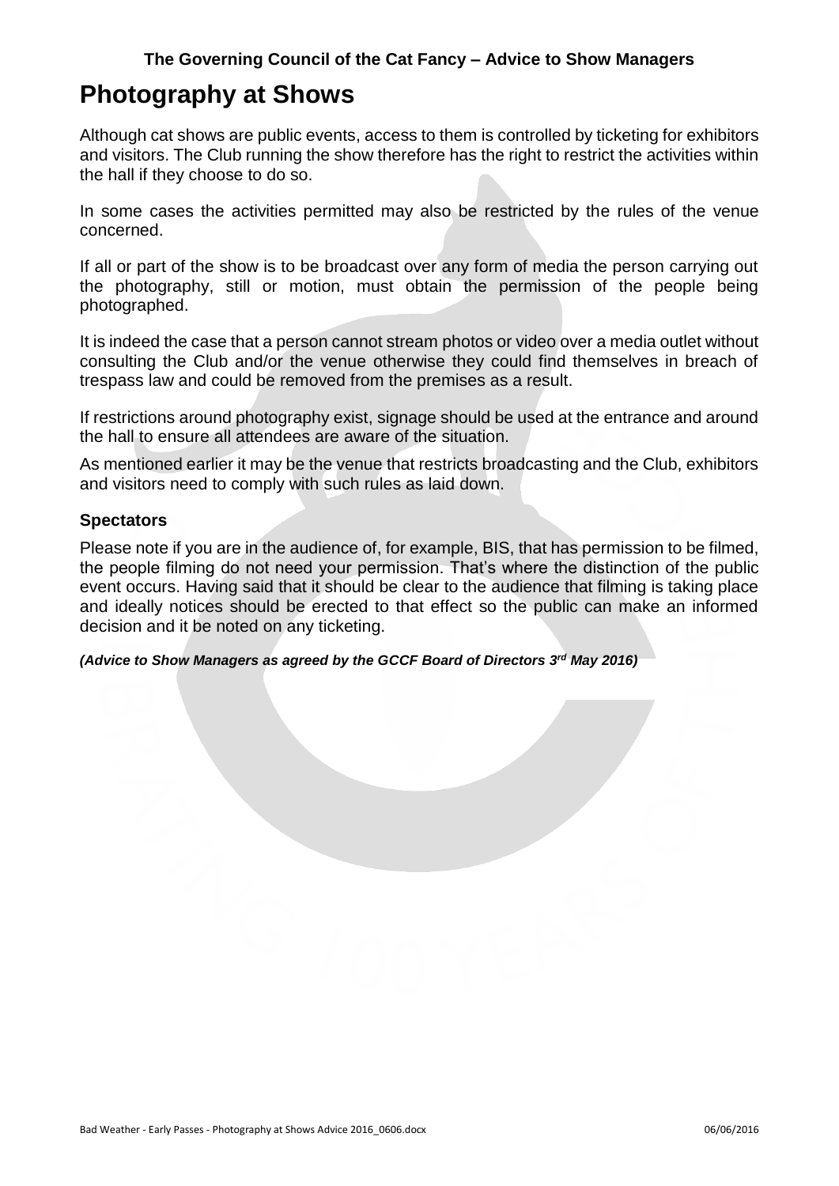**The Governing Council of the Cat Fancy – Advice to Show Managers**

# Photography at Shows

Although cat shows are public events, access to them is controlled by ticketing for exhibitors and visitors. The Club running the show therefore has the right to restrict the activities within the hall if they choose to do so.

In some cases the activities permitted may also be restricted by the rules of the venue concerned.

If all or part of the show is to be broadcast over any form of media the person carrying out the photography, still or motion, must obtain the permission of the people being photographed.

It is indeed the case that a person cannot stream photos or video over a media outlet without consulting the Club and/or the venue otherwise they could find themselves in breach of trespass law and could be removed from the premises as a result.

If restrictions around photography exist, signage should be used at the entrance and around the hall to ensure all attendees are aware of the situation.

As mentioned earlier it may be the venue that restricts broadcasting and the Club, exhibitors and visitors need to comply with such rules as laid down.

## Spectators

Please note if you are in the audience of, for example, BIS, that has permission to be filmed, the people filming do not need your permission. That's where the distinction of the public event occurs. Having said that it should be clear to the audience that filming is taking place and ideally notices should be erected to that effect so the public can make an informed decision and it be noted on any ticketing.

***(Advice to Show Managers as agreed by the GCCF Board of Directors 3rd May 2016)***